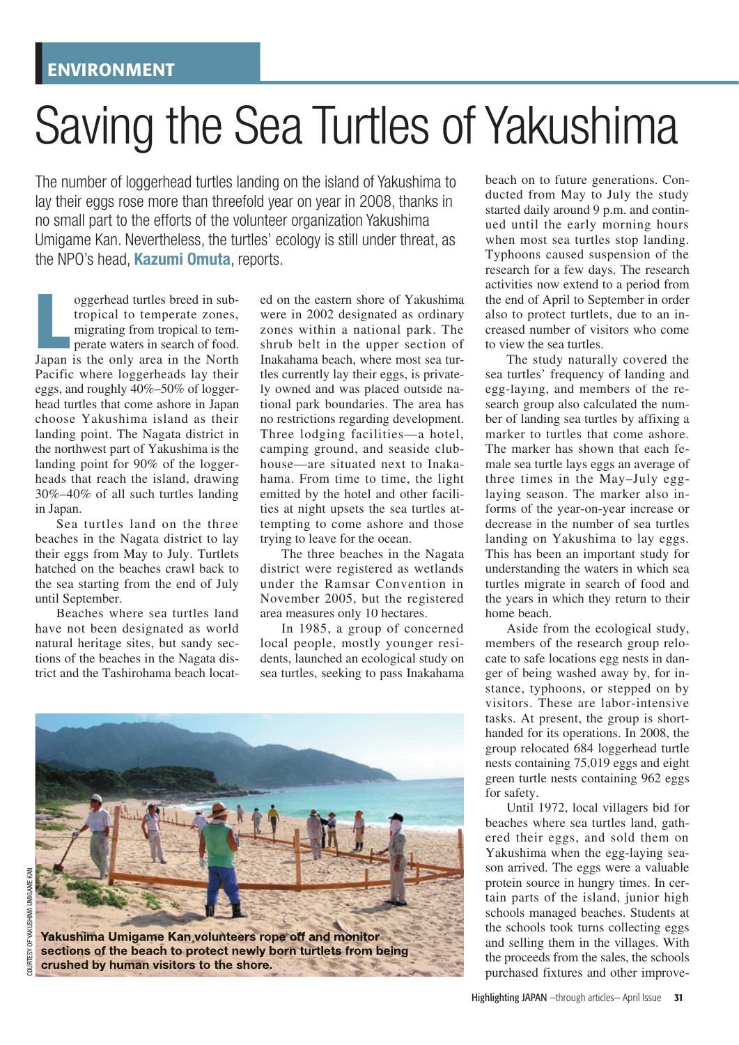ENVIRONMENT

# Saving the Sea Turtles of Yakushima

The number of loggerhead turtles landing on the island of Yakushima to lay their eggs rose more than threefold year on year in 2008, thanks in no small part to the efforts of the volunteer organization Yakushima Umigame Kan. Nevertheless, the turtles' ecology is still under threat, as the NPO's head, **Kazumi Omuta**, reports.

Loggerhead turtles breed in subtropical to temperate zones, migrating from tropical to temperate waters in search of food. Japan is the only area in the North Pacific where loggerheads lay their eggs, and roughly 40%–50% of loggerhead turtles that come ashore in Japan choose Yakushima island as their landing point. The Nagata district in the northwest part of Yakushima is the landing point for 90% of the loggerheads that reach the island, drawing 30%–40% of all such turtles landing in Japan.

Sea turtles land on the three beaches in the Nagata district to lay their eggs from May to July. Turtlets hatched on the beaches crawl back to the sea starting from the end of July until September.

Beaches where sea turtles land have not been designated as world natural heritage sites, but sandy sections of the beaches in the Nagata district and the Tashirohama beach located on the eastern shore of Yakushima were in 2002 designated as ordinary zones within a national park. The shrub belt in the upper section of Inakahama beach, where most sea turtles currently lay their eggs, is privately owned and was placed outside national park boundaries. The area has no restrictions regarding development. Three lodging facilities—a hotel, camping ground, and seaside clubhouse—are situated next to Inakahama. From time to time, the light emitted by the hotel and other facilities at night upsets the sea turtles attempting to come ashore and those trying to leave for the ocean.

The three beaches in the Nagata district were registered as wetlands under the Ramsar Convention in November 2005, but the registered area measures only 10 hectares.

In 1985, a group of concerned local people, mostly younger residents, launched an ecological study on sea turtles, seeking to pass Inakahama beach on to future generations. Conducted from May to July the study started daily around 9 p.m. and continued until the early morning hours when most sea turtles stop landing. Typhoons caused suspension of the research for a few days. The research activities now extend to a period from the end of April to September in order also to protect turtlets, due to an increased number of visitors who come to view the sea turtles.

The study naturally covered the sea turtles' frequency of landing and egg-laying, and members of the research group also calculated the number of landing sea turtles by affixing a marker to turtles that come ashore. The marker has shown that each female sea turtle lays eggs an average of three times in the May–July egg-laying season. The marker also informs of the year-on-year increase or decrease in the number of sea turtles landing on Yakushima to lay eggs. This has been an important study for understanding the waters in which sea turtles migrate in search of food and the years in which they return to their home beach.

Aside from the ecological study, members of the research group relocate to safe locations egg nests in danger of being washed away by, for instance, typhoons, or stepped on by visitors. These are labor-intensive tasks. At present, the group is shorthanded for its operations. In 2008, the group relocated 684 loggerhead turtle nests containing 75,019 eggs and eight green turtle nests containing 962 eggs for safety.

Until 1972, local villagers bid for beaches where sea turtles land, gathered their eggs, and sold them on Yakushima when the egg-laying season arrived. The eggs were a valuable protein source in hungry times. In certain parts of the island, junior high schools managed beaches. Students at the schools took turns collecting eggs and selling them in the villages. With the proceeds from the sales, the schools purchased fixtures and other improve-

COURTESY OF YAKUSHIMA UMIGAME KAN

Yakushima Umigame Kan volunteers rope off and monitor sections of the beach to protect newly born turtlets from being crushed by human visitors to the shore.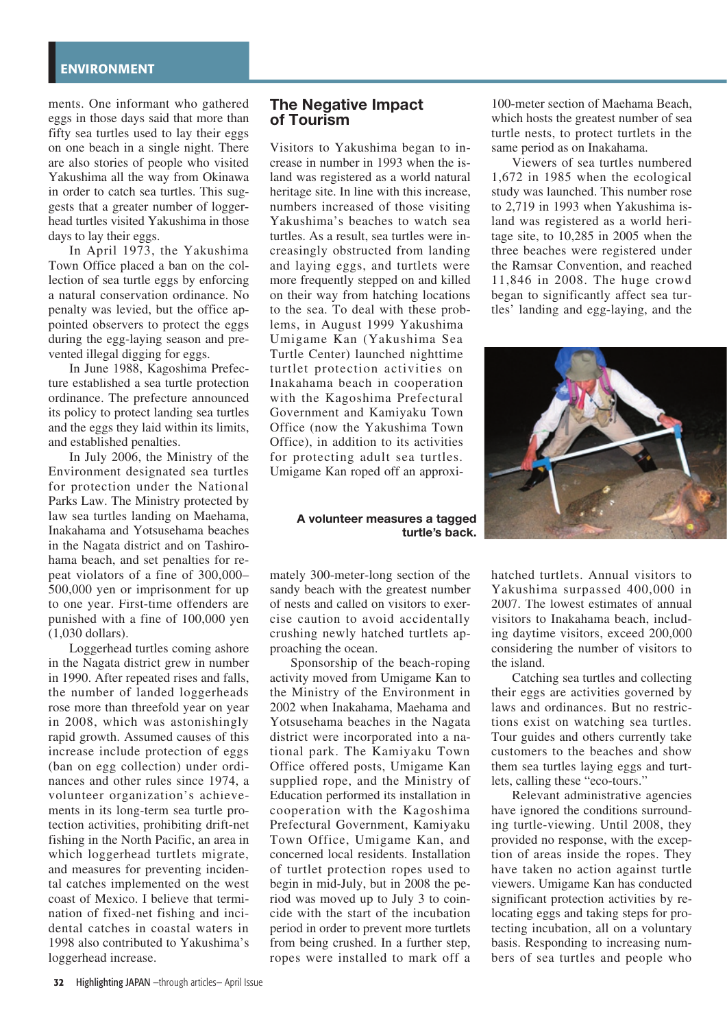ments. One informant who gathered eggs in those days said that more than fifty sea turtles used to lay their eggs on one beach in a single night. There are also stories of people who visited Yakushima all the way from Okinawa in order to catch sea turtles. This suggests that a greater number of loggerhead turtles visited Yakushima in those days to lay their eggs.

In April 1973, the Yakushima Town Office placed a ban on the collection of sea turtle eggs by enforcing a natural conservation ordinance. No penalty was levied, but the office appointed observers to protect the eggs during the egg-laying season and prevented illegal digging for eggs.

In June 1988, Kagoshima Prefecture established a sea turtle protection ordinance. The prefecture announced its policy to protect landing sea turtles and the eggs they laid within its limits, and established penalties.

In July 2006, the Ministry of the Environment designated sea turtles for protection under the National Parks Law. The Ministry protected by law sea turtles landing on Maehama, Inakahama and Yotsusehama beaches in the Nagata district and on Tashirohama beach, and set penalties for repeat violators of a fine of 300,000–500,000 yen or imprisonment for up to one year. First-time offenders are punished with a fine of 100,000 yen (1,030 dollars).

Loggerhead turtles coming ashore in the Nagata district grew in number in 1990. After repeated rises and falls, the number of landed loggerheads rose more than threefold year on year in 2008, which was astonishingly rapid growth. Assumed causes of this increase include protection of eggs (ban on egg collection) under ordinances and other rules since 1974, a volunteer organization's achievements in its long-term sea turtle protection activities, prohibiting drift-net fishing in the North Pacific, an area in which loggerhead turtlets migrate, and measures for preventing incidental catches implemented on the west coast of Mexico. I believe that termination of fixed-net fishing and incidental catches in coastal waters in 1998 also contributed to Yakushima's loggerhead increase.

## The Negative Impact of Tourism

Visitors to Yakushima began to increase in number in 1993 when the island was registered as a world natural heritage site. In line with this increase, numbers increased of those visiting Yakushima's beaches to watch sea turtles. As a result, sea turtles were increasingly obstructed from landing and laying eggs, and turtlets were more frequently stepped on and killed on their way from hatching locations to the sea. To deal with these problems, in August 1999 Yakushima Umigame Kan (Yakushima Sea Turtle Center) launched nighttime turtlet protection activities on Inakahama beach in cooperation with the Kagoshima Prefectural Government and Kamiyaku Town Office (now the Yakushima Town Office), in addition to its activities for protecting adult sea turtles. Umigame Kan roped off an approximately 300-meter-long section of the sandy beach with the greatest number of nests and called on visitors to exercise caution to avoid accidentally crushing newly hatched turtlets approaching the ocean.

Sponsorship of the beach-roping activity moved from Umigame Kan to the Ministry of the Environment in 2002 when Inakahama, Maehama and Yotsusehama beaches in the Nagata district were incorporated into a national park. The Kamiyaku Town Office offered posts, Umigame Kan supplied rope, and the Ministry of Education performed its installation in cooperation with the Kagoshima Prefectural Government, Kamiyaku Town Office, Umigame Kan, and concerned local residents. Installation of turtlet protection ropes used to begin in mid-July, but in 2008 the period was moved up to July 3 to coincide with the start of the incubation period in order to prevent more turtlets from being crushed. In a further step, ropes were installed to mark off a 100-meter section of Maehama Beach, which hosts the greatest number of sea turtle nests, to protect turtlets in the same period as on Inakahama.

Viewers of sea turtles numbered 1,672 in 1985 when the ecological study was launched. This number rose to 2,719 in 1993 when Yakushima island was registered as a world heritage site, to 10,285 in 2005 when the three beaches were registered under the Ramsar Convention, and reached 11,846 in 2008. The huge crowd began to significantly affect sea turtles' landing and egg-laying, and the hatched turtlets. Annual visitors to Yakushima surpassed 400,000 in 2007. The lowest estimates of annual visitors to Inakahama beach, including daytime visitors, exceed 200,000 considering the number of visitors to the island.

**A volunteer measures a tagged turtle's back.**

Catching sea turtles and collecting their eggs are activities governed by laws and ordinances. But no restrictions exist on watching sea turtles. Tour guides and others currently take customers to the beaches and show them sea turtles laying eggs and turtlets, calling these "eco-tours."

Relevant administrative agencies have ignored the conditions surrounding turtle-viewing. Until 2008, they provided no response, with the exception of areas inside the ropes. They have taken no action against turtle viewers. Umigame Kan has conducted significant protection activities by relocating eggs and taking steps for protecting incubation, all on a voluntary basis. Responding to increasing numbers of sea turtles and people who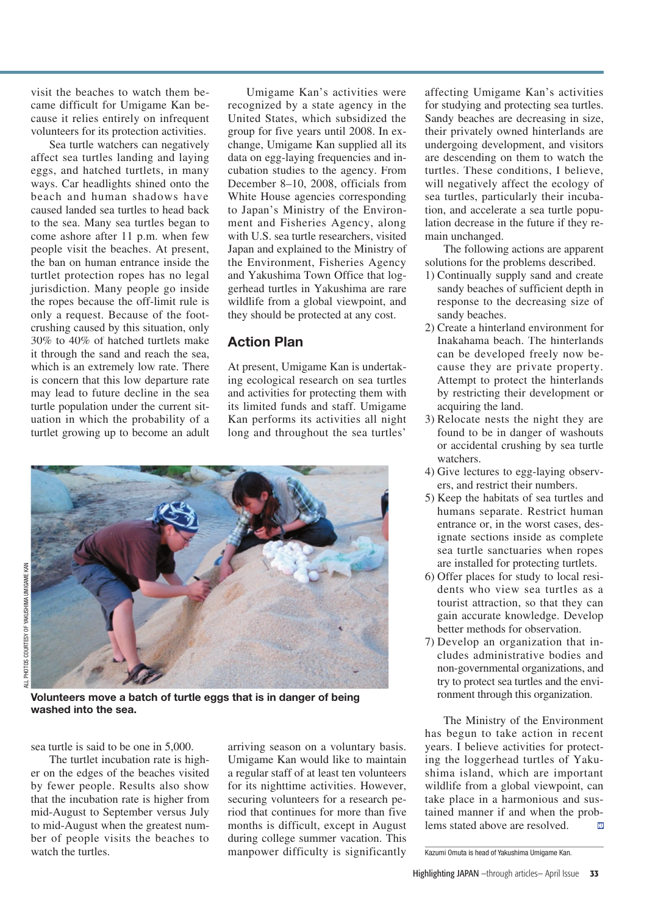visit the beaches to watch them became difficult for Umigame Kan because it relies entirely on infrequent volunteers for its protection activities.

Sea turtle watchers can negatively affect sea turtles landing and laying eggs, and hatched turtlets, in many ways. Car headlights shined onto the beach and human shadows have caused landed sea turtles to head back to the sea. Many sea turtles began to come ashore after 11 p.m. when few people visit the beaches. At present, the ban on human entrance inside the turtlet protection ropes has no legal jurisdiction. Many people go inside the ropes because the off-limit rule is only a request. Because of the foot-crushing caused by this situation, only 30% to 40% of hatched turtlets make it through the sand and reach the sea, which is an extremely low rate. There is concern that this low departure rate may lead to future decline in the sea turtle population under the current situation in which the probability of a turtlet growing up to become an adult sea turtle is said to be one in 5,000.

The turtlet incubation rate is higher on the edges of the beaches visited by fewer people. Results also show that the incubation rate is higher from mid-August to September versus July to mid-August when the greatest number of people visits the beaches to watch the turtles.

Umigame Kan's activities were recognized by a state agency in the United States, which subsidized the group for five years until 2008. In exchange, Umigame Kan supplied all its data on egg-laying frequencies and incubation studies to the agency. From December 8–10, 2008, officials from White House agencies corresponding to Japan's Ministry of the Environment and Fisheries Agency, along with U.S. sea turtle researchers, visited Japan and explained to the Ministry of the Environment, Fisheries Agency and Yakushima Town Office that loggerhead turtles in Yakushima are rare wildlife from a global viewpoint, and they should be protected at any cost.

## Action Plan

At present, Umigame Kan is undertaking ecological research on sea turtles and activities for protecting them with its limited funds and staff. Umigame Kan performs its activities all night long and throughout the sea turtles' arriving season on a voluntary basis. Umigame Kan would like to maintain a regular staff of at least ten volunteers for its nighttime activities. However, securing volunteers for a research period that continues for more than five months is difficult, except in August during college summer vacation. This manpower difficulty is significantly affecting Umigame Kan's activities for studying and protecting sea turtles. Sandy beaches are decreasing in size, their privately owned hinterlands are undergoing development, and visitors are descending on them to watch the turtles. These conditions, I believe, will negatively affect the ecology of sea turtles, particularly their incubation, and accelerate a sea turtle population decrease in the future if they remain unchanged.

**Volunteers move a batch of turtle eggs that is in danger of being washed into the sea.**

ALL PHOTOS COURTESY OF YAKUSHIMA UMIGAME KAN

The following actions are apparent solutions for the problems described.

1) Continually supply sand and create sandy beaches of sufficient depth in response to the decreasing size of sandy beaches.
2) Create a hinterland environment for Inakahama beach. The hinterlands can be developed freely now because they are private property. Attempt to protect the hinterlands by restricting their development or acquiring the land.
3) Relocate nests the night they are found to be in danger of washouts or accidental crushing by sea turtle watchers.
4) Give lectures to egg-laying observers, and restrict their numbers.
5) Keep the habitats of sea turtles and humans separate. Restrict human entrance or, in the worst cases, designate sections inside as complete sea turtle sanctuaries when ropes are installed for protecting turtlets.
6) Offer places for study to local residents who view sea turtles as a tourist attraction, so that they can gain accurate knowledge. Develop better methods for observation.
7) Develop an organization that includes administrative bodies and non-governmental organizations, and try to protect sea turtles and the environment through this organization.

The Ministry of the Environment has begun to take action in recent years. I believe activities for protecting the loggerhead turtles of Yakushima island, which are important wildlife from a global viewpoint, can take place in a harmonious and sustained manner if and when the problems stated above are resolved.

Kazumi Omuta is head of Yakushima Umigame Kan.